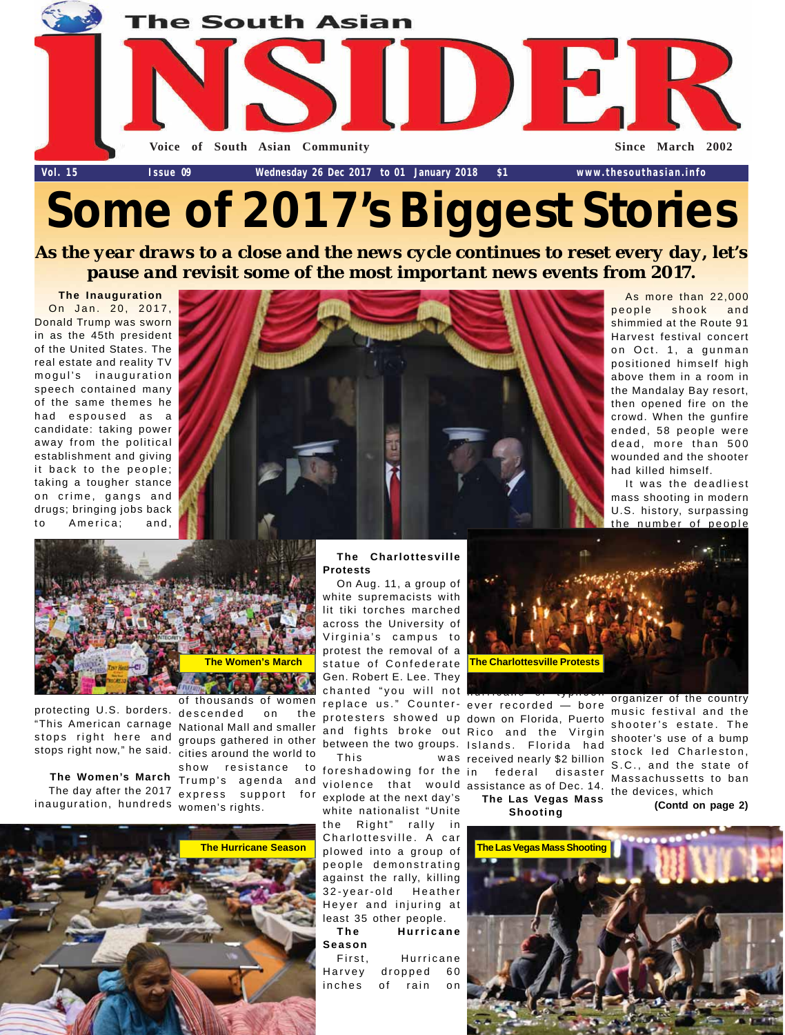# The South Asian INSIDER

Voice of South Asian Community — Since March 2002

Vol. 15 | Issue 09 | Wednesday 26 Dec 2017 to 01 January 2018 | $1 | www.thesouthasian.info

# Some of 2017's Biggest Stories

***As the year draws to a close and the news cycle continues to reset every day, let's pause and revisit some of the most important news events from 2017.***

**The Inauguration**

On Jan. 20, 2017, Donald Trump was sworn in as the 45th president of the United States. The real estate and reality TV mogul's inauguration speech contained many of the same themes he had espoused as a candidate: taking power away from the political establishment and giving it back to the people; taking a tougher stance on crime, gangs and drugs; bringing jobs back to America; and, protecting U.S. borders. "This American carnage stops right here and stops right now," he said.

The Women's March

**The Women's March**

The day after the 2017 inauguration, hundreds of thousands of women descended on the National Mall and smaller groups gathered in other cities around the world to show resistance to Trump's agenda and express support for women's rights.

The Hurricane Season

**The Charlottesville Protests**

On Aug. 11, a group of white supremacists with lit tiki torches marched across the University of Virginia's campus to protest the removal of a statue of Confederate Gen. Robert E. Lee. They chanted "you will not replace us." Counter-protesters showed up and fights broke out between the two groups.

This was foreshadowing for the violence that would explode at the next day's white nationalist "Unite the Right" rally in Charlottesville. A car plowed into a group of people demonstrating against the rally, killing 32-year-old Heather Heyer and injuring at least 35 other people.

The Charlottesville Protests

**The Hurricane Season**

First, Hurricane Harvey dropped 60 inches of rain on hurricane or typhoon ever recorded — bore down on Florida, Puerto Rico and the Virgin Islands. Florida had received nearly $2 billion in federal disaster assistance as of Dec. 14.

**The Las Vegas Mass Shooting**

As more than 22,000 people shook and shimmied at the Route 91 Harvest festival concert on Oct. 1, a gunman positioned himself high above them in a room in the Mandalay Bay resort, then opened fire on the crowd. When the gunfire ended, 58 people were dead, more than 500 wounded and the shooter had killed himself.

It was the deadliest mass shooting in modern U.S. history, surpassing the number of people organizer of the country music festival and the shooter's estate. The shooter's use of a bump stock led Charleston, S.C., and the state of Massachusetts to ban the devices, which

**(Contd on page 2)**

The Las Vegas Mass Shooting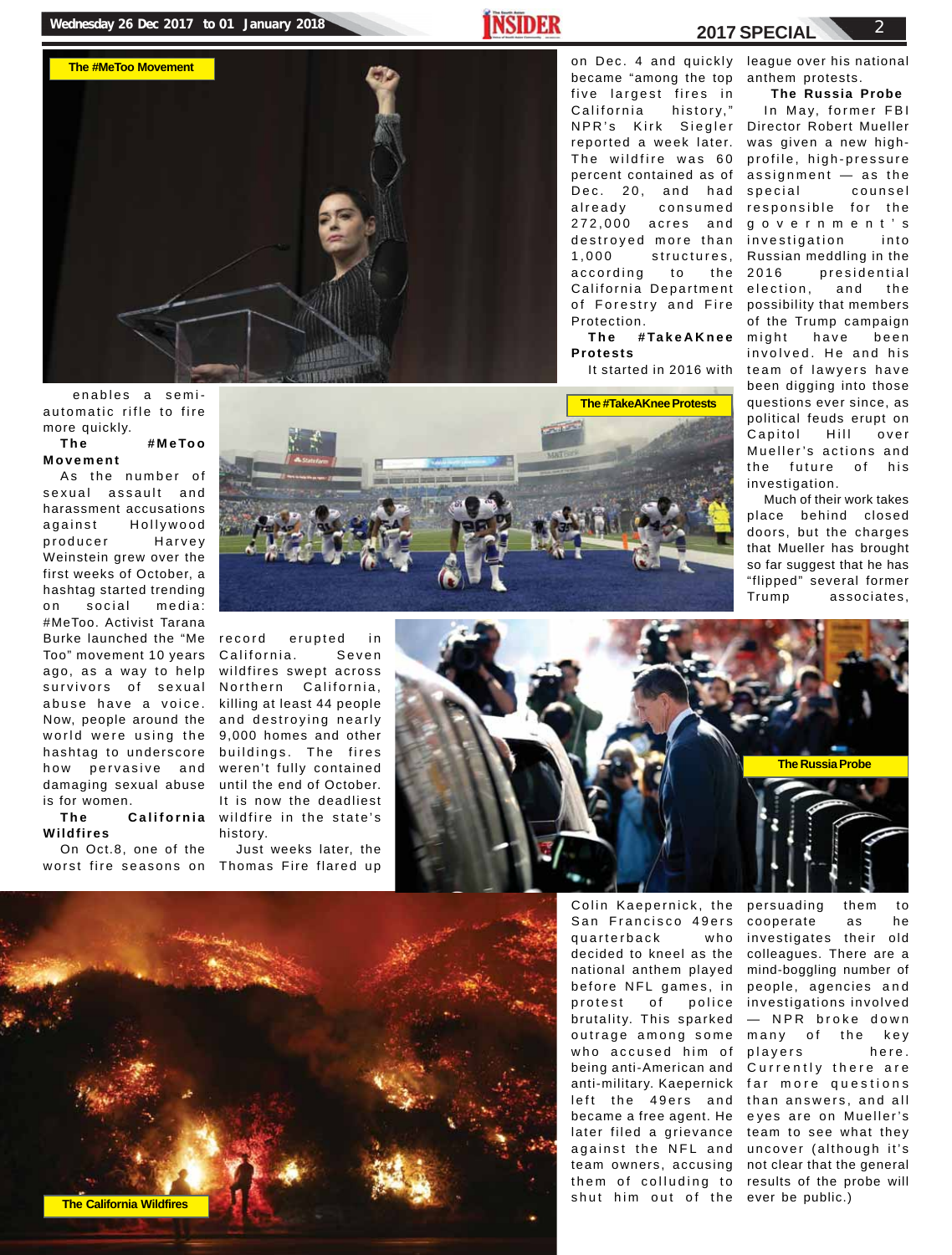The #MeToo Movement

enables a semi-automatic rifle to fire more quickly.

## The #MeToo Movement

As the number of sexual assault and harassment accusations against Hollywood producer Harvey Weinstein grew over the first weeks of October, a hashtag started trending on social media: #MeToo. Activist Tarana Burke launched the "Me Too" movement 10 years ago, as a way to help survivors of sexual abuse have a voice. Now, people around the world were using the hashtag to underscore how pervasive and damaging sexual abuse is for women.

## The California Wildfires

On Oct.8, one of the worst fire seasons on record erupted in California. Seven wildfires swept across Northern California, killing at least 44 people and destroying nearly 9,000 homes and other buildings. The fires weren't fully contained until the end of October. It is now the deadliest wildfire in the state's history.

Just weeks later, the Thomas Fire flared up on Dec. 4 and quickly became "among the top five largest fires in California history," NPR's Kirk Siegler reported a week later. The wildfire was 60 percent contained as of Dec. 20, and had already consumed 272,000 acres and destroyed more than 1,000 structures, according to the California Department of Forestry and Fire Protection.

## The #TakeAKnee Protests

It started in 2016 with Colin Kaepernick, the San Francisco 49ers quarterback who decided to kneel as the national anthem played before NFL games, in protest of police brutality. This sparked outrage among some who accused him of being anti-American and anti-military. Kaepernick left the 49ers and became a free agent. He later filed a grievance against the NFL and team owners, accusing them of colluding to shut him out of the league over his national anthem protests.

The #TakeAKnee Protests

## The Russia Probe

In May, former FBI Director Robert Mueller was given a new high-profile, high-pressure assignment — as the special counsel responsible for the government's investigation into Russian meddling in the 2016 presidential election, and the possibility that members of the Trump campaign might have been involved. He and his team of lawyers have been digging into those questions ever since, as political feuds erupt on Capitol Hill over Mueller's actions and the future of his investigation.

Much of their work takes place behind closed doors, but the charges that Mueller has brought so far suggest that he has "flipped" several former Trump associates, persuading them to cooperate as he investigates their old colleagues. There are a mind-boggling number of people, agencies and investigations involved — NPR broke down many of the key players here. Currently there are far more questions than answers, and all eyes are on Mueller's team to see what they uncover (although it's not clear that the general results of the probe will ever be public.)

The Russia Probe

The California Wildfires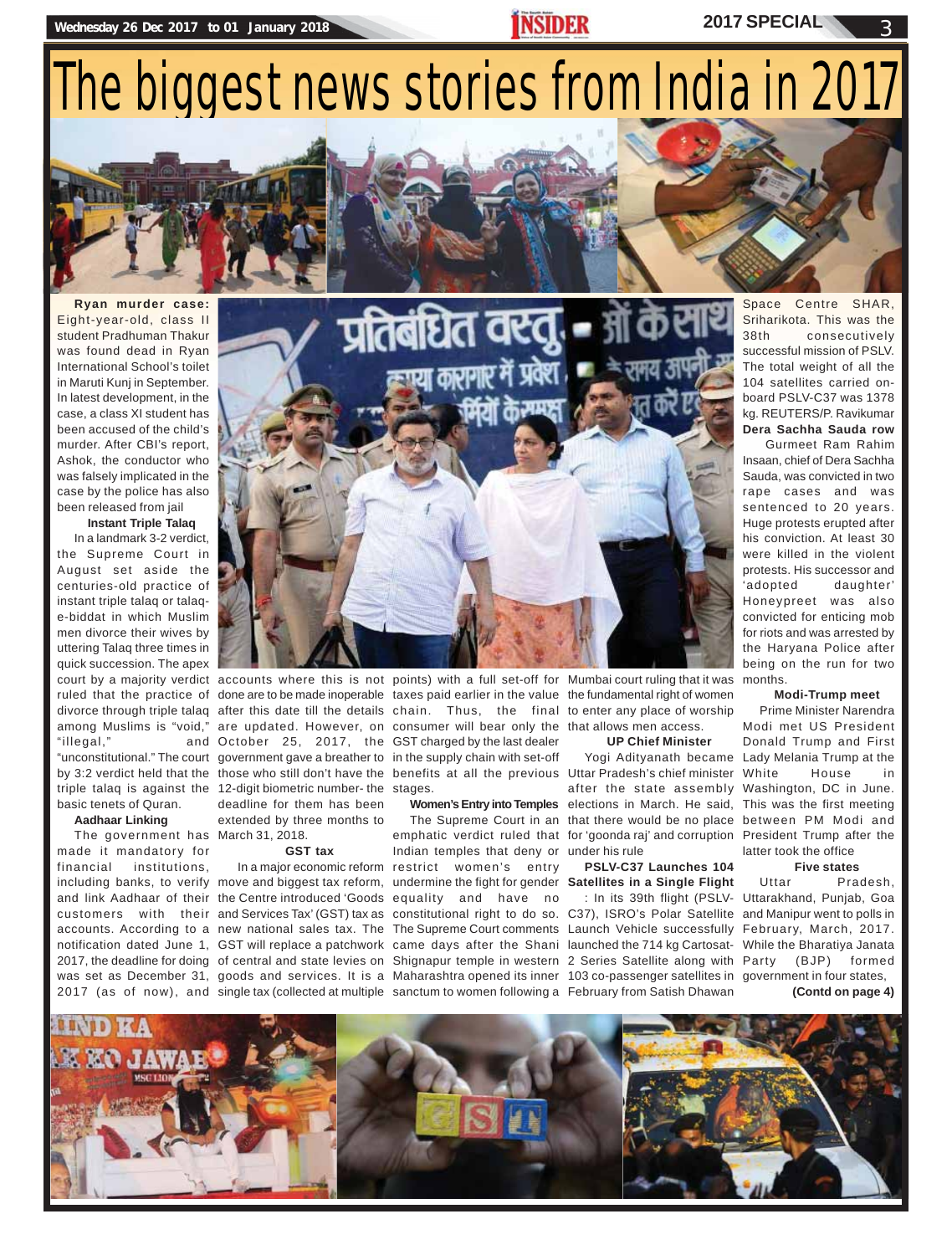# The biggest news stories from India in 2017

**Ryan murder case:** Eight-year-old, class II student Pradhuman Thakur was found dead in Ryan International School's toilet in Maruti Kunj in September. In latest development, in the case, a class XI student has been accused of the child's murder. After CBI's report, Ashok, the conductor who was falsely implicated in the case by the police has also been released from jail

**Instant Triple Talaq**

In a landmark 3-2 verdict, the Supreme Court in August set aside the centuries-old practice of instant triple talaq or talaq-e-biddat in which Muslim men divorce their wives by uttering Talaq three times in quick succession. The apex court by a majority verdict ruled that the practice of divorce through triple talaq among Muslims is "void," "illegal," and "unconstitutional." The court by 3:2 verdict held that the triple talaq is against the basic tenets of Quran.

**Aadhaar Linking**

The government has made it mandatory for financial institutions, including banks, to verify and link Aadhaar of their customers with their accounts. According to a notification dated June 1, 2017, the deadline for doing was set as December 31, 2017 (as of now), and accounts where this is not done are to be made inoperable after this date till the details are updated. However, on October 25, 2017, the government gave a breather to those who still don't have the 12-digit biometric number- the deadline for them has been extended by three months to March 31, 2018.

**GST tax**

In a major economic reform move and biggest tax reform, the Centre introduced 'Goods and Services Tax' (GST) tax as new national sales tax. The GST will replace a patchwork of central and state levies on goods and services. It is a single tax (collected at multiple points) with a full set-off for taxes paid earlier in the value chain. Thus, the final consumer will bear only the GST charged by the last dealer in the supply chain with set-off benefits at all the previous stages.

**Women's Entry into Temples**

The Supreme Court in an emphatic verdict ruled that Indian temples that deny or restrict women's entry undermine the fight for gender equality and have no constitutional right to do so. The Supreme Court comments came days after the Shani Shignapur temple in western Maharashtra opened its inner sanctum to women following a Mumbai court ruling that it was the fundamental right of women to enter any place of worship that allows men access.

**UP Chief Minister**

Yogi Adityanath became Uttar Pradesh's chief minister after the state assembly elections in March. He said, that there would be no place for 'goonda raj' and corruption under his rule

**PSLV-C37 Launches 104 Satellites in a Single Flight**

: In its 39th flight (PSLV-C37), ISRO's Polar Satellite Launch Vehicle successfully launched the 714 kg Cartosat-2 Series Satellite along with 103 co-passenger satellites in February from Satish Dhawan Space Centre SHAR, Sriharikota. This was the 38th consecutively successful mission of PSLV. The total weight of all the 104 satellites carried on-board PSLV-C37 was 1378 kg. REUTERS/P. Ravikumar

**Dera Sachha Sauda row**

Gurmeet Ram Rahim Insaan, chief of Dera Sachha Sauda, was convicted in two rape cases and was sentenced to 20 years. Huge protests erupted after his conviction. At least 30 were killed in the violent protests. His successor and 'adopted daughter' Honeypreet was also convicted for enticing mob for riots and was arrested by the Haryana Police after being on the run for two months.

**Modi-Trump meet**

Prime Minister Narendra Modi met US President Donald Trump and First Lady Melania Trump at the White House in Washington, DC in June. This was the first meeting between PM Modi and President Trump after the latter took the office

**Five states**

Uttar Pradesh, Uttarakhand, Punjab, Goa and Manipur went to polls in February, March, 2017. While the Bharatiya Janata Party (BJP) formed government in four states,

**(Contd on page 4)**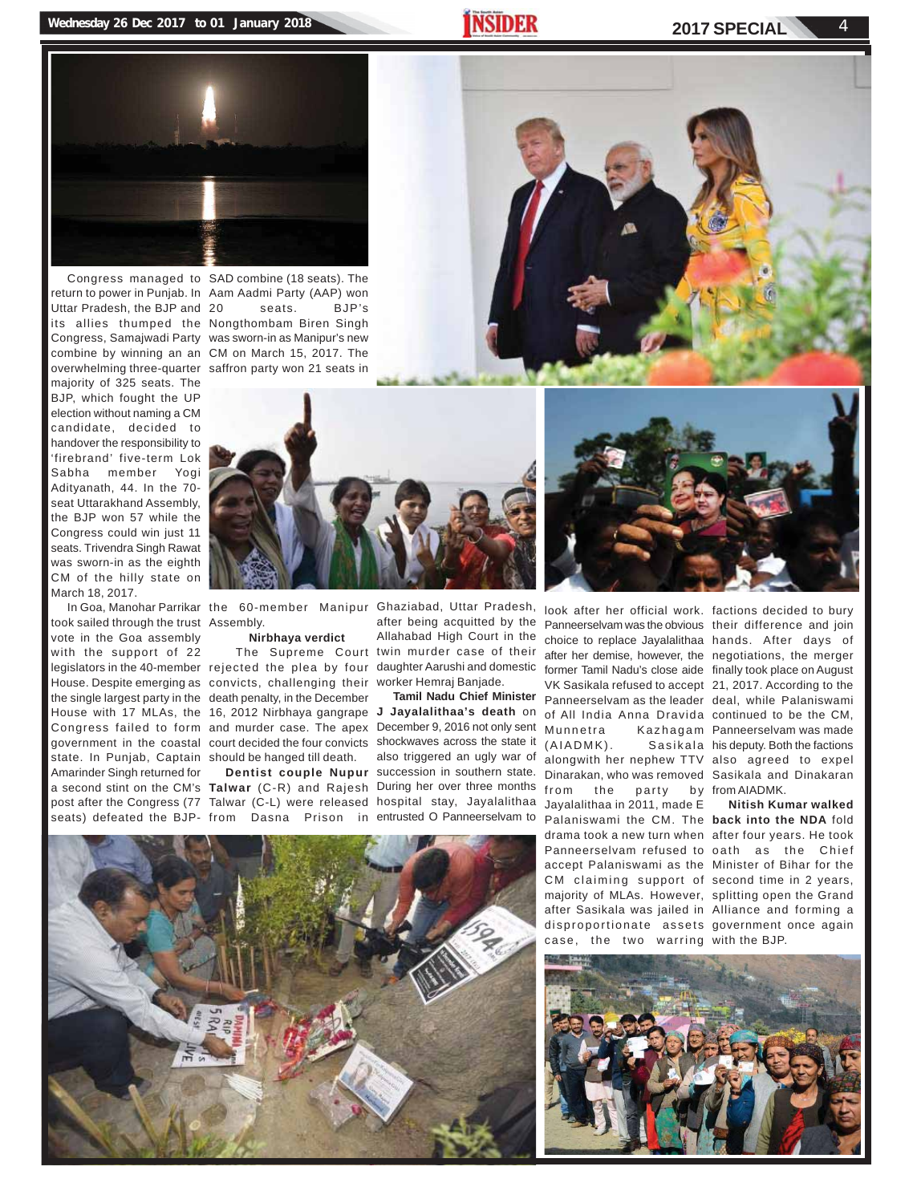Congress managed to return to power in Punjab. In Uttar Pradesh, the BJP and its allies thumped the Congress, Samajwadi Party combine by winning an overwhelming three-quarter majority of 325 seats. The BJP, which fought the UP election without naming a CM candidate, decided to handover the responsibility to 'firebrand' five-term Lok Sabha member Yogi Adityanath, 44. In the 70-seat Uttarakhand Assembly, the BJP won 57 while the Congress could win just 11 seats. Trivendra Singh Rawat was sworn-in as the eighth CM of the hilly state on March 18, 2017.

In Goa, Manohar Parrikar took sailed through the trust vote in the Goa assembly with the support of 22 legislators in the 40-member House. Despite emerging as the single largest party in the House with 17 MLAs, the Congress failed to form government in the coastal state. In Punjab, Captain Amarinder Singh returned for a second stint on the CM's post after the Congress (77 seats) defeated the BJP-SAD combine (18 seats). The Aam Aadmi Party (AAP) won 20 seats. BJP's Nongthombam Biren Singh was sworn-in as Manipur's new CM on March 15, 2017. The saffron party won 21 seats in the 60-member Manipur Assembly.

**Nirbhaya verdict**

The Supreme Court rejected the plea by four convicts, challenging their death penalty, in the December 16, 2012 Nirbhaya gangrape and murder case. The apex court decided the four convicts should be hanged till death.

**Dentist couple Nupur Talwar** (C-R) and Rajesh Talwar (C-L) were released from Dasna Prison in Ghaziabad, Uttar Pradesh, after being acquitted by the Allahabad High Court in the twin murder case of their daughter Aarushi and domestic worker Hemraj Banjade.

**Tamil Nadu Chief Minister J Jayalalithaa's death** on December 9, 2016 not only sent shockwaves across the state it also triggered an ugly war of succession in southern state. During her over three months hospital stay, Jayalalithaa entrusted O Panneerselvam to look after her official work. Panneerselvam was the obvious choice to replace Jayalalithaa after her demise, however, the former Tamil Nadu's close aide VK Sasikala refused to accept Panneerselvam as the leader of All India Anna Dravida Munnetra Kazhagam (AIADMK). Sasikala alongwith her nephew TTV Dinarakan, who was removed from the party by Jayalalithaa in 2011, made E Palaniswami the CM. The drama took a new turn when Panneerselvam refused to accept Palaniswami as the CM claiming support of majority of MLAs. However, after Sasikala was jailed in disproportionate assets case, the two warring factions decided to bury their difference and join hands. After days of negotiations, the merger finally took place on August 21, 2017. According to the deal, while Palaniswami continued to be the CM, Panneerselvam was made his deputy. Both the factions also agreed to expel Sasikala and Dinakaran from AIADMK.

**Nitish Kumar walked back into the NDA** fold after four years. He took oath as the Chief Minister of Bihar for the second time in 2 years, splitting open the Grand Alliance and forming a government once again with the BJP.